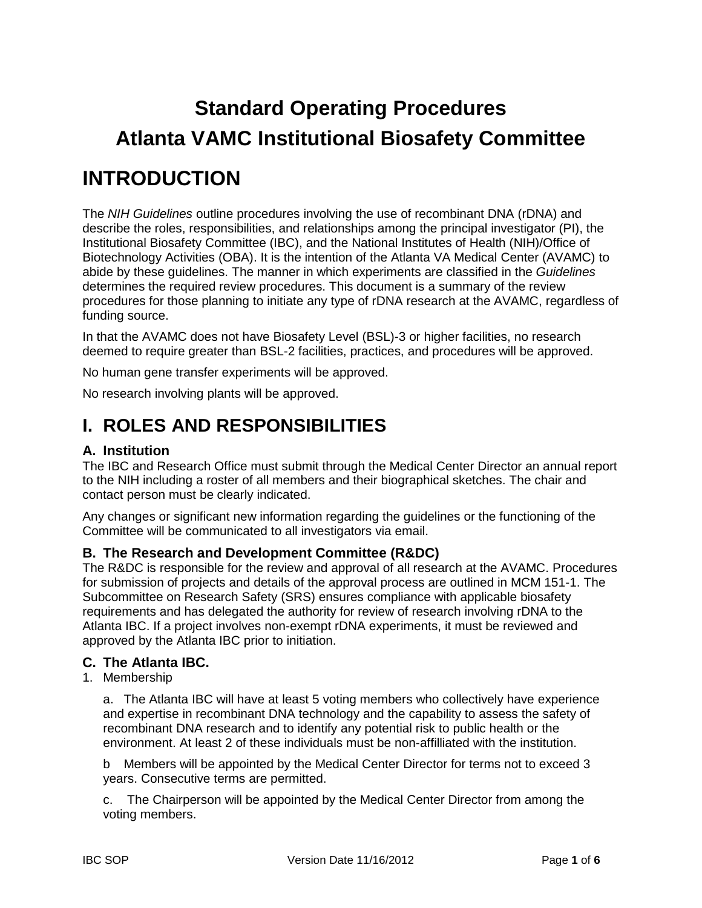# Standard Operating Procedures

# Atlanta VAMC Institutional Biosafety Committee

# INTRODUCTION

The *NIH Guidelines* outline procedures involving the use of recombinant DNA (rDNA) and describe the roles, responsibilities, and relationships among the principal investigator (PI), the Institutional Biosafety Committee (IBC), and the National Institutes of Health (NIH)/Office of Biotechnology Activities (OBA). It is the intention of the Atlanta VA Medical Center (AVAMC) to abide by these guidelines. The manner in which experiments are classified in the *Guidelines* determines the required review procedures. This document is a summary of the review procedures for those planning to initiate any type of rDNA research at the AVAMC, regardless of funding source.

In that the AVAMC does not have Biosafety Level (BSL)-3 or higher facilities, no research deemed to require greater than BSL-2 facilities, practices, and procedures will be approved.

No human gene transfer experiments will be approved.

No research involving plants will be approved.

# I. ROLES AND RESPONSIBILITIES

### A. Institution

The IBC and Research Office must submit through the Medical Center Director an annual report to the NIH including a roster of all members and their biographical sketches. The chair and contact person must be clearly indicated.

Any changes or significant new information regarding the guidelines or the functioning of the Committee will be communicated to all investigators via email.

### B. The Research and Development Committee (R&DC)

The R&DC is responsible for the review and approval of all research at the AVAMC. Procedures for submission of projects and details of the approval process are outlined in MCM 151-1. The Subcommittee on Research Safety (SRS) ensures compliance with applicable biosafety requirements and has delegated the authority for review of research involving rDNA to the Atlanta IBC. If a project involves non-exempt rDNA experiments, it must be reviewed and approved by the Atlanta IBC prior to initiation.

### C. The Atlanta IBC.

1. Membership

   a. The Atlanta IBC will have at least 5 voting members who collectively have experience and expertise in recombinant DNA technology and the capability to assess the safety of recombinant DNA research and to identify any potential risk to public health or the environment. At least 2 of these individuals must be non-affilliated with the institution.

   b Members will be appointed by the Medical Center Director for terms not to exceed 3 years. Consecutive terms are permitted.

   c. The Chairperson will be appointed by the Medical Center Director from among the voting members.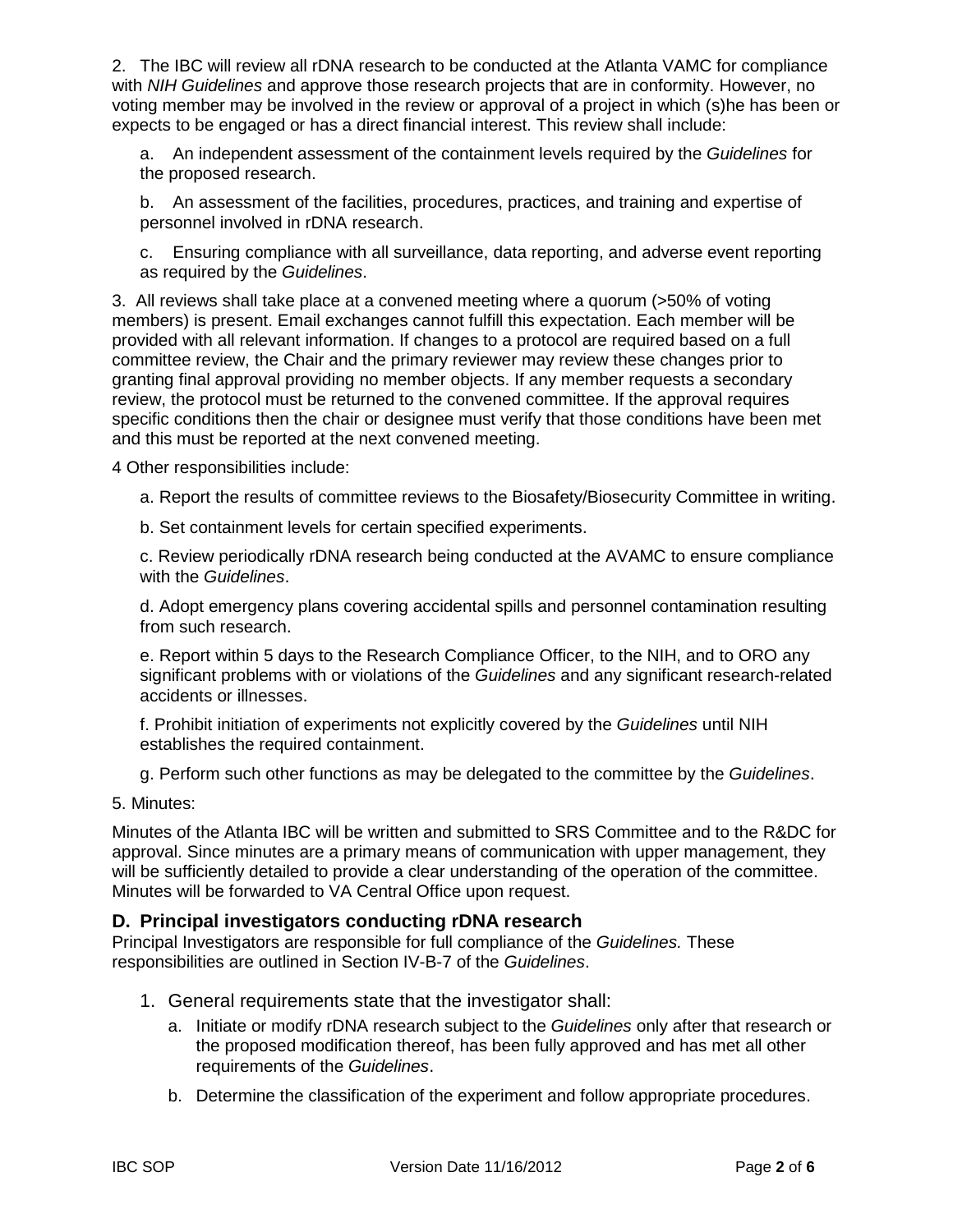2. The IBC will review all rDNA research to be conducted at the Atlanta VAMC for compliance with *NIH Guidelines* and approve those research projects that are in conformity. However, no voting member may be involved in the review or approval of a project in which (s)he has been or expects to be engaged or has a direct financial interest. This review shall include:

a. An independent assessment of the containment levels required by the *Guidelines* for the proposed research.

b. An assessment of the facilities, procedures, practices, and training and expertise of personnel involved in rDNA research.

c. Ensuring compliance with all surveillance, data reporting, and adverse event reporting as required by the *Guidelines*.

3. All reviews shall take place at a convened meeting where a quorum (>50% of voting members) is present. Email exchanges cannot fulfill this expectation. Each member will be provided with all relevant information. If changes to a protocol are required based on a full committee review, the Chair and the primary reviewer may review these changes prior to granting final approval providing no member objects. If any member requests a secondary review, the protocol must be returned to the convened committee. If the approval requires specific conditions then the chair or designee must verify that those conditions have been met and this must be reported at the next convened meeting.

4 Other responsibilities include:

a. Report the results of committee reviews to the Biosafety/Biosecurity Committee in writing.

b. Set containment levels for certain specified experiments.

c. Review periodically rDNA research being conducted at the AVAMC to ensure compliance with the *Guidelines*.

d. Adopt emergency plans covering accidental spills and personnel contamination resulting from such research.

e. Report within 5 days to the Research Compliance Officer, to the NIH, and to ORO any significant problems with or violations of the *Guidelines* and any significant research-related accidents or illnesses.

f. Prohibit initiation of experiments not explicitly covered by the *Guidelines* until NIH establishes the required containment.

g. Perform such other functions as may be delegated to the committee by the *Guidelines*.

5. Minutes:

Minutes of the Atlanta IBC will be written and submitted to SRS Committee and to the R&DC for approval. Since minutes are a primary means of communication with upper management, they will be sufficiently detailed to provide a clear understanding of the operation of the committee. Minutes will be forwarded to VA Central Office upon request.

### D. Principal investigators conducting rDNA research

Principal Investigators are responsible for full compliance of the *Guidelines.* These responsibilities are outlined in Section IV-B-7 of the *Guidelines*.

1. General requirements state that the investigator shall:
   a. Initiate or modify rDNA research subject to the *Guidelines* only after that research or the proposed modification thereof, has been fully approved and has met all other requirements of the *Guidelines*.
   b. Determine the classification of the experiment and follow appropriate procedures.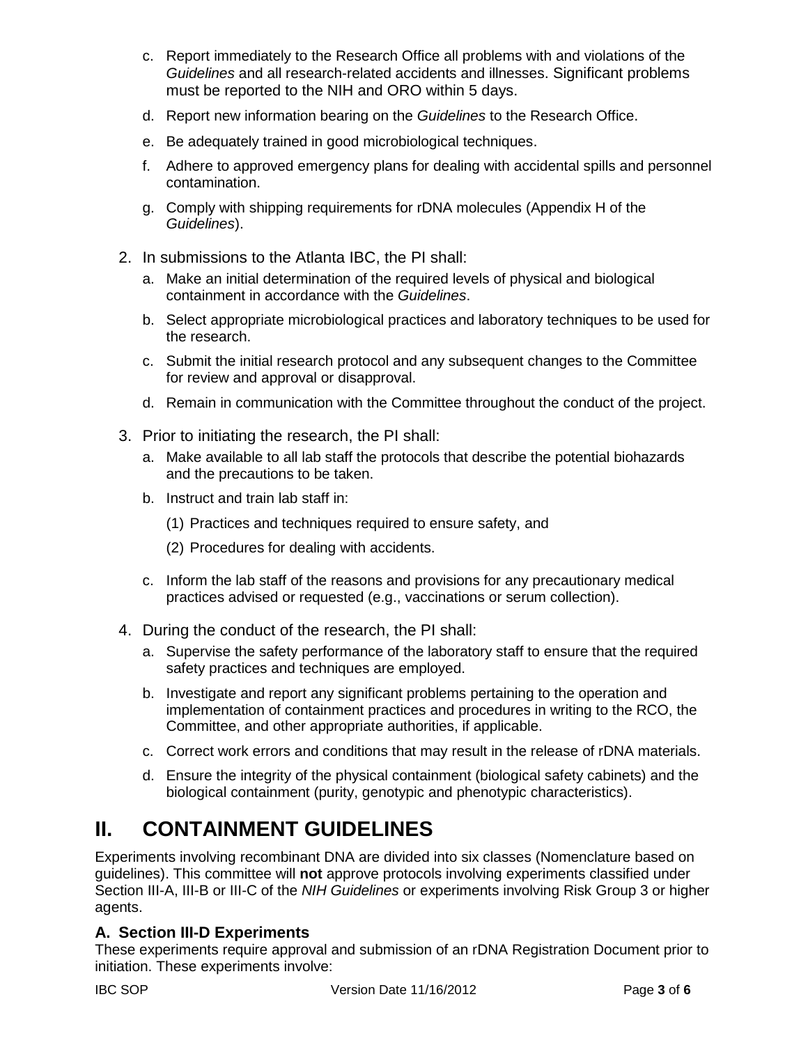c. Report immediately to the Research Office all problems with and violations of the *Guidelines* and all research-related accidents and illnesses. Significant problems must be reported to the NIH and ORO within 5 days.

d. Report new information bearing on the *Guidelines* to the Research Office.

e. Be adequately trained in good microbiological techniques.

f. Adhere to approved emergency plans for dealing with accidental spills and personnel contamination.

g. Comply with shipping requirements for rDNA molecules (Appendix H of the *Guidelines*).

2. In submissions to the Atlanta IBC, the PI shall:
   a. Make an initial determination of the required levels of physical and biological containment in accordance with the *Guidelines*.
   b. Select appropriate microbiological practices and laboratory techniques to be used for the research.
   c. Submit the initial research protocol and any subsequent changes to the Committee for review and approval or disapproval.
   d. Remain in communication with the Committee throughout the conduct of the project.

3. Prior to initiating the research, the PI shall:
   a. Make available to all lab staff the protocols that describe the potential biohazards and the precautions to be taken.
   b. Instruct and train lab staff in:
      (1) Practices and techniques required to ensure safety, and
      (2) Procedures for dealing with accidents.
   c. Inform the lab staff of the reasons and provisions for any precautionary medical practices advised or requested (e.g., vaccinations or serum collection).

4. During the conduct of the research, the PI shall:
   a. Supervise the safety performance of the laboratory staff to ensure that the required safety practices and techniques are employed.
   b. Investigate and report any significant problems pertaining to the operation and implementation of containment practices and procedures in writing to the RCO, the Committee, and other appropriate authorities, if applicable.
   c. Correct work errors and conditions that may result in the release of rDNA materials.
   d. Ensure the integrity of the physical containment (biological safety cabinets) and the biological containment (purity, genotypic and phenotypic characteristics).

# II. CONTAINMENT GUIDELINES

Experiments involving recombinant DNA are divided into six classes (Nomenclature based on guidelines). This committee will **not** approve protocols involving experiments classified under Section III-A, III-B or III-C of the *NIH Guidelines* or experiments involving Risk Group 3 or higher agents.

### A. Section III-D Experiments

These experiments require approval and submission of an rDNA Registration Document prior to initiation. These experiments involve: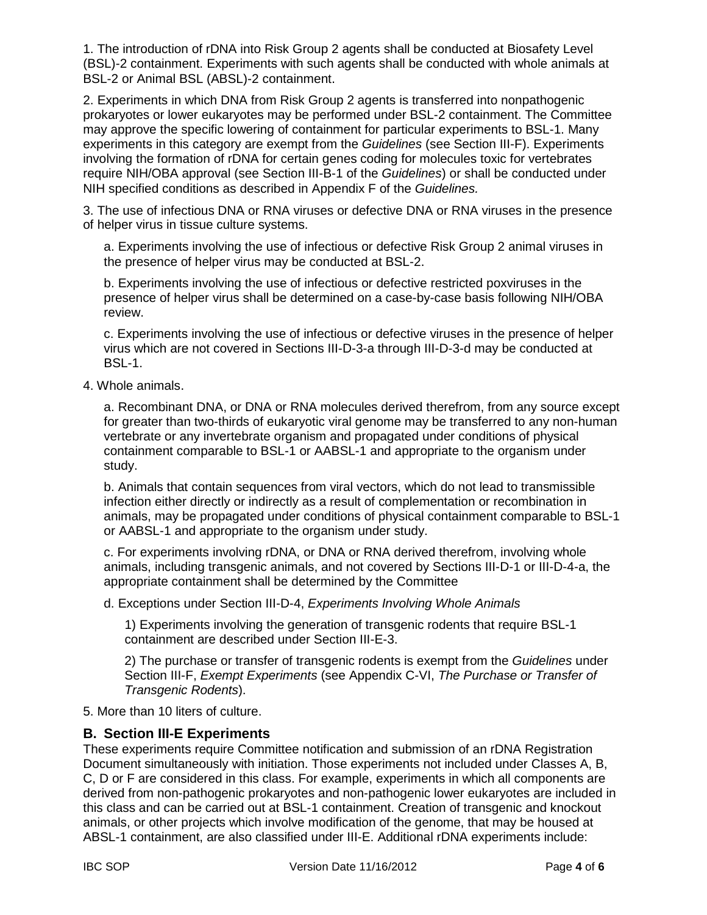1. The introduction of rDNA into Risk Group 2 agents shall be conducted at Biosafety Level (BSL)-2 containment. Experiments with such agents shall be conducted with whole animals at BSL-2 or Animal BSL (ABSL)-2 containment.

2. Experiments in which DNA from Risk Group 2 agents is transferred into nonpathogenic prokaryotes or lower eukaryotes may be performed under BSL-2 containment. The Committee may approve the specific lowering of containment for particular experiments to BSL-1. Many experiments in this category are exempt from the *Guidelines* (see Section III-F). Experiments involving the formation of rDNA for certain genes coding for molecules toxic for vertebrates require NIH/OBA approval (see Section III-B-1 of the *Guidelines*) or shall be conducted under NIH specified conditions as described in Appendix F of the *Guidelines.*

3. The use of infectious DNA or RNA viruses or defective DNA or RNA viruses in the presence of helper virus in tissue culture systems.

   a. Experiments involving the use of infectious or defective Risk Group 2 animal viruses in the presence of helper virus may be conducted at BSL-2.

   b. Experiments involving the use of infectious or defective restricted poxviruses in the presence of helper virus shall be determined on a case-by-case basis following NIH/OBA review.

   c. Experiments involving the use of infectious or defective viruses in the presence of helper virus which are not covered in Sections III-D-3-a through III-D-3-d may be conducted at BSL-1.

4. Whole animals.

   a. Recombinant DNA, or DNA or RNA molecules derived therefrom, from any source except for greater than two-thirds of eukaryotic viral genome may be transferred to any non-human vertebrate or any invertebrate organism and propagated under conditions of physical containment comparable to BSL-1 or AABSL-1 and appropriate to the organism under study.

   b. Animals that contain sequences from viral vectors, which do not lead to transmissible infection either directly or indirectly as a result of complementation or recombination in animals, may be propagated under conditions of physical containment comparable to BSL-1 or AABSL-1 and appropriate to the organism under study.

   c. For experiments involving rDNA, or DNA or RNA derived therefrom, involving whole animals, including transgenic animals, and not covered by Sections III-D-1 or III-D-4-a, the appropriate containment shall be determined by the Committee

   d. Exceptions under Section III-D-4, *Experiments Involving Whole Animals*

      1) Experiments involving the generation of transgenic rodents that require BSL-1 containment are described under Section III-E-3.

      2) The purchase or transfer of transgenic rodents is exempt from the *Guidelines* under Section III-F, *Exempt Experiments* (see Appendix C-VI, *The Purchase or Transfer of Transgenic Rodents*).

5. More than 10 liters of culture.

## B. Section III-E Experiments

These experiments require Committee notification and submission of an rDNA Registration Document simultaneously with initiation. Those experiments not included under Classes A, B, C, D or F are considered in this class. For example, experiments in which all components are derived from non-pathogenic prokaryotes and non-pathogenic lower eukaryotes are included in this class and can be carried out at BSL-1 containment. Creation of transgenic and knockout animals, or other projects which involve modification of the genome, that may be housed at ABSL-1 containment, are also classified under III-E. Additional rDNA experiments include: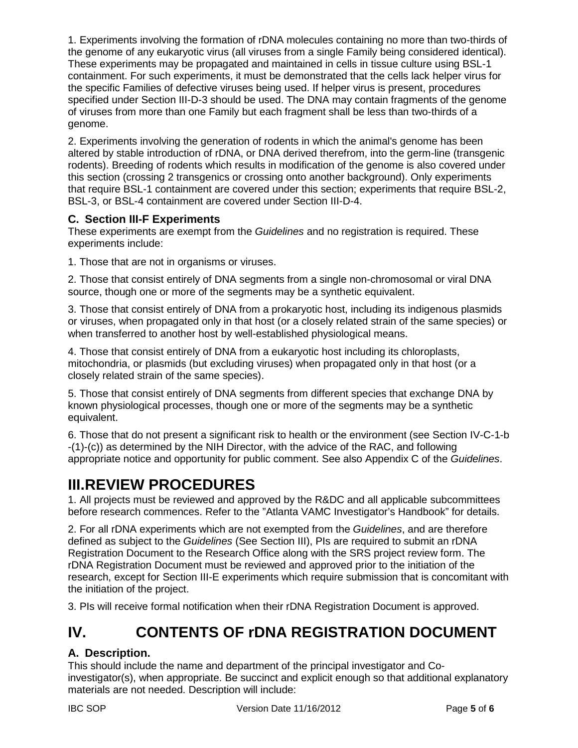1. Experiments involving the formation of rDNA molecules containing no more than two-thirds of the genome of any eukaryotic virus (all viruses from a single Family being considered identical). These experiments may be propagated and maintained in cells in tissue culture using BSL-1 containment. For such experiments, it must be demonstrated that the cells lack helper virus for the specific Families of defective viruses being used. If helper virus is present, procedures specified under Section III-D-3 should be used. The DNA may contain fragments of the genome of viruses from more than one Family but each fragment shall be less than two-thirds of a genome.

2. Experiments involving the generation of rodents in which the animal's genome has been altered by stable introduction of rDNA, or DNA derived therefrom, into the germ-line (transgenic rodents). Breeding of rodents which results in modification of the genome is also covered under this section (crossing 2 transgenics or crossing onto another background). Only experiments that require BSL-1 containment are covered under this section; experiments that require BSL-2, BSL-3, or BSL-4 containment are covered under Section III-D-4.

### C. Section III-F Experiments

These experiments are exempt from the *Guidelines* and no registration is required. These experiments include:

1. Those that are not in organisms or viruses.

2. Those that consist entirely of DNA segments from a single non-chromosomal or viral DNA source, though one or more of the segments may be a synthetic equivalent.

3. Those that consist entirely of DNA from a prokaryotic host, including its indigenous plasmids or viruses, when propagated only in that host (or a closely related strain of the same species) or when transferred to another host by well-established physiological means.

4. Those that consist entirely of DNA from a eukaryotic host including its chloroplasts, mitochondria, or plasmids (but excluding viruses) when propagated only in that host (or a closely related strain of the same species).

5. Those that consist entirely of DNA segments from different species that exchange DNA by known physiological processes, though one or more of the segments may be a synthetic equivalent.

6. Those that do not present a significant risk to health or the environment (see Section IV-C-1-b -(1)-(c)) as determined by the NIH Director, with the advice of the RAC, and following appropriate notice and opportunity for public comment. See also Appendix C of the *Guidelines*.

# III.REVIEW PROCEDURES

1. All projects must be reviewed and approved by the R&DC and all applicable subcommittees before research commences. Refer to the "Atlanta VAMC Investigator's Handbook" for details.

2. For all rDNA experiments which are not exempted from the *Guidelines*, and are therefore defined as subject to the *Guidelines* (See Section III), PIs are required to submit an rDNA Registration Document to the Research Office along with the SRS project review form. The rDNA Registration Document must be reviewed and approved prior to the initiation of the research, except for Section III-E experiments which require submission that is concomitant with the initiation of the project.

3. PIs will receive formal notification when their rDNA Registration Document is approved.

# IV. CONTENTS OF rDNA REGISTRATION DOCUMENT

### A. Description.

This should include the name and department of the principal investigator and Co-investigator(s), when appropriate. Be succinct and explicit enough so that additional explanatory materials are not needed. Description will include: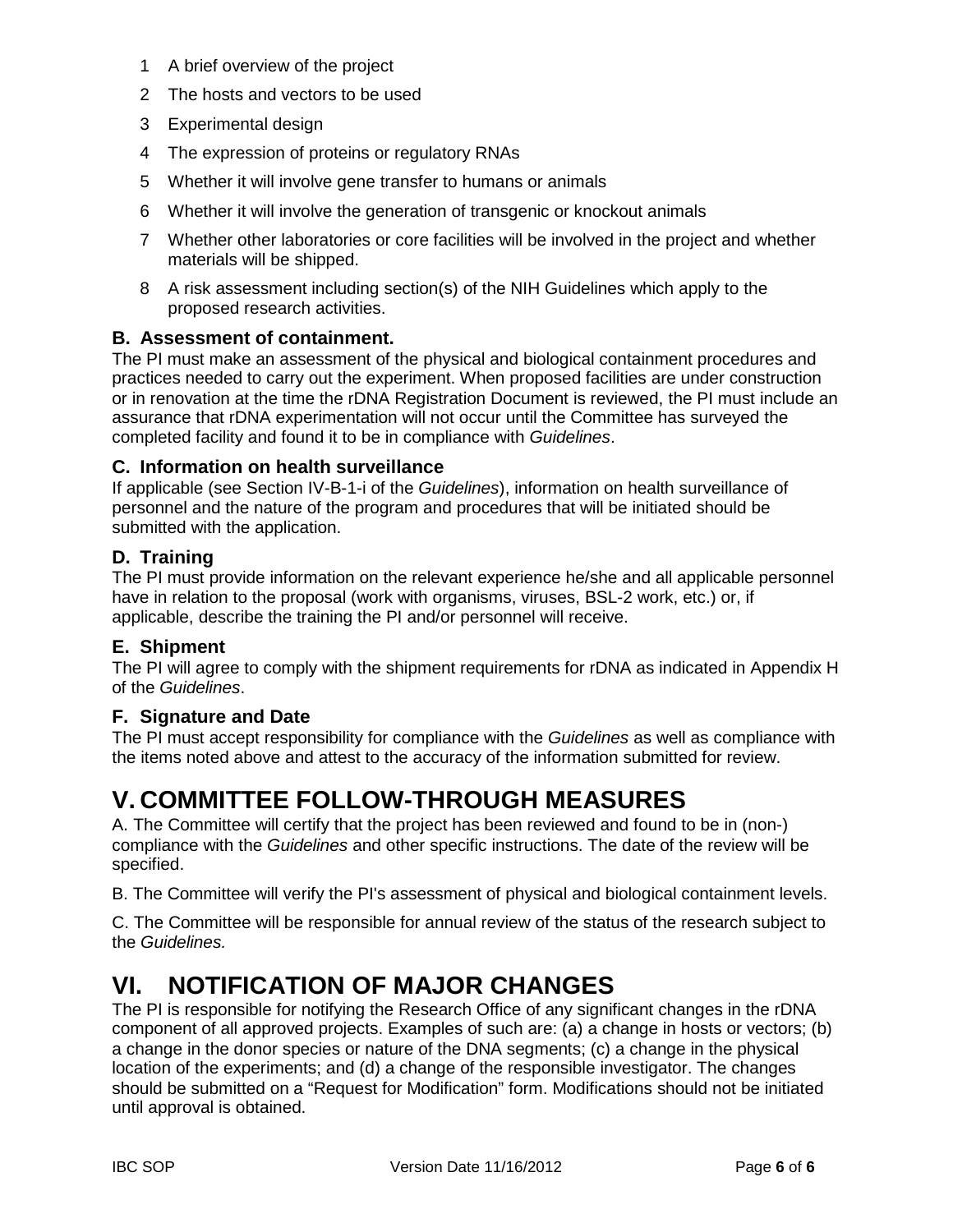1. A brief overview of the project
2. The hosts and vectors to be used
3. Experimental design
4. The expression of proteins or regulatory RNAs
5. Whether it will involve gene transfer to humans or animals
6. Whether it will involve the generation of transgenic or knockout animals
7. Whether other laboratories or core facilities will be involved in the project and whether materials will be shipped.
8. A risk assessment including section(s) of the NIH Guidelines which apply to the proposed research activities.

### B. Assessment of containment.

The PI must make an assessment of the physical and biological containment procedures and practices needed to carry out the experiment. When proposed facilities are under construction or in renovation at the time the rDNA Registration Document is reviewed, the PI must include an assurance that rDNA experimentation will not occur until the Committee has surveyed the completed facility and found it to be in compliance with *Guidelines*.

### C. Information on health surveillance

If applicable (see Section IV-B-1-i of the *Guidelines*), information on health surveillance of personnel and the nature of the program and procedures that will be initiated should be submitted with the application.

### D. Training

The PI must provide information on the relevant experience he/she and all applicable personnel have in relation to the proposal (work with organisms, viruses, BSL-2 work, etc.) or, if applicable, describe the training the PI and/or personnel will receive.

### E. Shipment

The PI will agree to comply with the shipment requirements for rDNA as indicated in Appendix H of the *Guidelines*.

### F. Signature and Date

The PI must accept responsibility for compliance with the *Guidelines* as well as compliance with the items noted above and attest to the accuracy of the information submitted for review.

# V. COMMITTEE FOLLOW-THROUGH MEASURES

A. The Committee will certify that the project has been reviewed and found to be in (non-) compliance with the *Guidelines* and other specific instructions. The date of the review will be specified.

B. The Committee will verify the PI's assessment of physical and biological containment levels.

C. The Committee will be responsible for annual review of the status of the research subject to the *Guidelines.*

# VI. NOTIFICATION OF MAJOR CHANGES

The PI is responsible for notifying the Research Office of any significant changes in the rDNA component of all approved projects. Examples of such are: (a) a change in hosts or vectors; (b) a change in the donor species or nature of the DNA segments; (c) a change in the physical location of the experiments; and (d) a change of the responsible investigator. The changes should be submitted on a “Request for Modification” form. Modifications should not be initiated until approval is obtained.